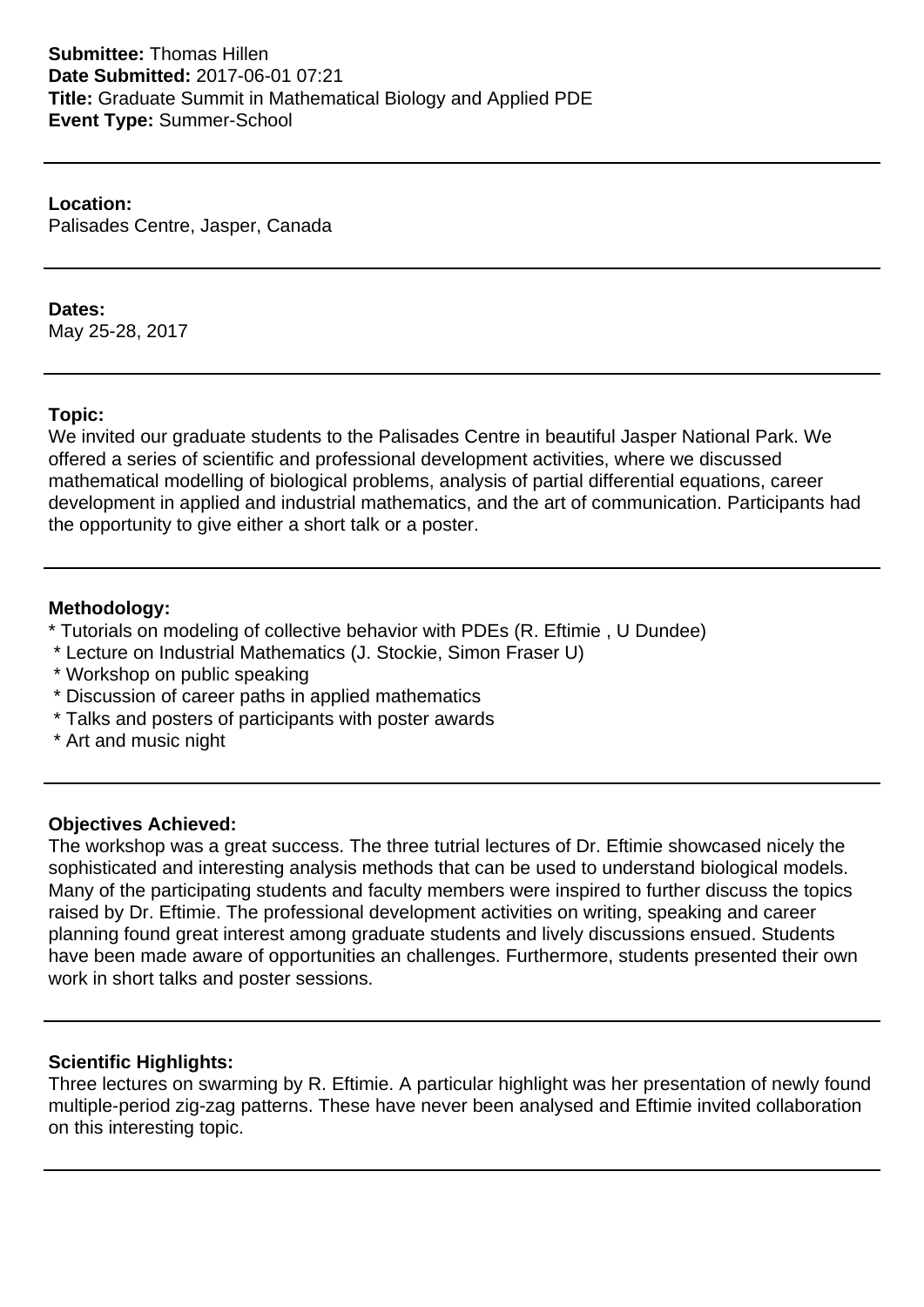**Submittee:** Thomas Hillen
**Date Submitted:** 2017-06-01 07:21
**Title:** Graduate Summit in Mathematical Biology and Applied PDE
**Event Type:** Summer-School

---

**Location:**
Palisades Centre, Jasper, Canada

---

**Dates:**
May 25-28, 2017

---

**Topic:**
We invited our graduate students to the Palisades Centre in beautiful Jasper National Park. We offered a series of scientific and professional development activities, where we discussed mathematical modelling of biological problems, analysis of partial differential equations, career development in applied and industrial mathematics, and the art of communication. Participants had the opportunity to give either a short talk or a poster.

---

**Methodology:**

* Tutorials on modeling of collective behavior with PDEs (R. Eftimie , U Dundee)
* Lecture on Industrial Mathematics (J. Stockie, Simon Fraser U)
* Workshop on public speaking
* Discussion of career paths in applied mathematics
* Talks and posters of participants with poster awards
* Art and music night

---

**Objectives Achieved:**
The workshop was a great success. The three tutrial lectures of Dr. Eftimie showcased nicely the sophisticated and interesting analysis methods that can be used to understand biological models. Many of the participating students and faculty members were inspired to further discuss the topics raised by Dr. Eftimie. The professional development activities on writing, speaking and career planning found great interest among graduate students and lively discussions ensued. Students have been made aware of opportunities an challenges. Furthermore, students presented their own work in short talks and poster sessions.

---

**Scientific Highlights:**
Three lectures on swarming by R. Eftimie. A particular highlight was her presentation of newly found multiple-period zig-zag patterns. These have never been analysed and Eftimie invited collaboration on this interesting topic.

---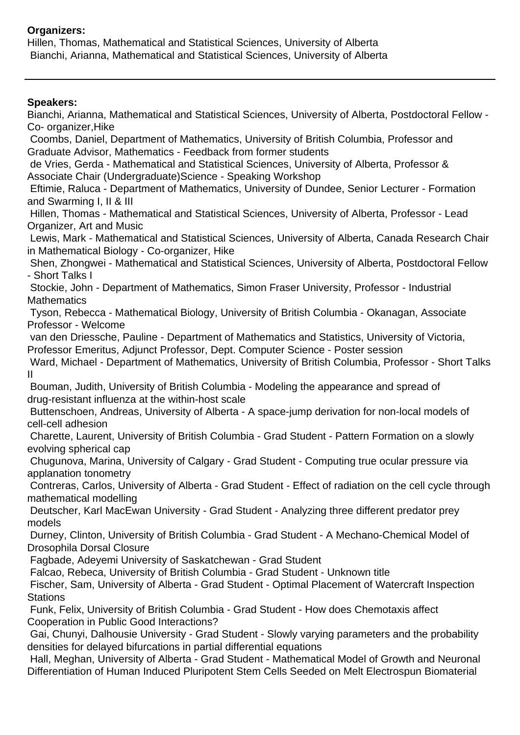**Organizers:**

Hillen, Thomas, Mathematical and Statistical Sciences, University of Alberta
Bianchi, Arianna, Mathematical and Statistical Sciences, University of Alberta

---

**Speakers:**

Bianchi, Arianna, Mathematical and Statistical Sciences, University of Alberta, Postdoctoral Fellow - Co- organizer,Hike
Coombs, Daniel, Department of Mathematics, University of British Columbia, Professor and Graduate Advisor, Mathematics - Feedback from former students
de Vries, Gerda - Mathematical and Statistical Sciences, University of Alberta, Professor & Associate Chair (Undergraduate)Science - Speaking Workshop
Eftimie, Raluca - Department of Mathematics, University of Dundee, Senior Lecturer - Formation and Swarming I, II & III
Hillen, Thomas - Mathematical and Statistical Sciences, University of Alberta, Professor - Lead Organizer, Art and Music
Lewis, Mark - Mathematical and Statistical Sciences, University of Alberta, Canada Research Chair in Mathematical Biology - Co-organizer, Hike
Shen, Zhongwei - Mathematical and Statistical Sciences, University of Alberta, Postdoctoral Fellow - Short Talks I
Stockie, John - Department of Mathematics, Simon Fraser University, Professor - Industrial Mathematics
Tyson, Rebecca - Mathematical Biology, University of British Columbia - Okanagan, Associate Professor - Welcome
van den Driessche, Pauline - Department of Mathematics and Statistics, University of Victoria, Professor Emeritus, Adjunct Professor, Dept. Computer Science - Poster session
Ward, Michael - Department of Mathematics, University of British Columbia, Professor - Short Talks II
Bouman, Judith, University of British Columbia - Modeling the appearance and spread of drug-resistant influenza at the within-host scale
Buttenschoen, Andreas, University of Alberta - A space-jump derivation for non-local models of cell-cell adhesion
Charette, Laurent, University of British Columbia - Grad Student - Pattern Formation on a slowly evolving spherical cap
Chugunova, Marina, University of Calgary - Grad Student - Computing true ocular pressure via applanation tonometry
Contreras, Carlos, University of Alberta - Grad Student - Effect of radiation on the cell cycle through mathematical modelling
Deutscher, Karl MacEwan University - Grad Student - Analyzing three different predator prey models
Durney, Clinton, University of British Columbia - Grad Student - A Mechano-Chemical Model of Drosophila Dorsal Closure
Fagbade, Adeyemi University of Saskatchewan - Grad Student
Falcao, Rebeca, University of British Columbia - Grad Student - Unknown title
Fischer, Sam, University of Alberta - Grad Student - Optimal Placement of Watercraft Inspection Stations
Funk, Felix, University of British Columbia - Grad Student - How does Chemotaxis affect Cooperation in Public Good Interactions?
Gai, Chunyi, Dalhousie University - Grad Student - Slowly varying parameters and the probability densities for delayed bifurcations in partial differential equations
Hall, Meghan, University of Alberta - Grad Student - Mathematical Model of Growth and Neuronal Differentiation of Human Induced Pluripotent Stem Cells Seeded on Melt Electrospun Biomaterial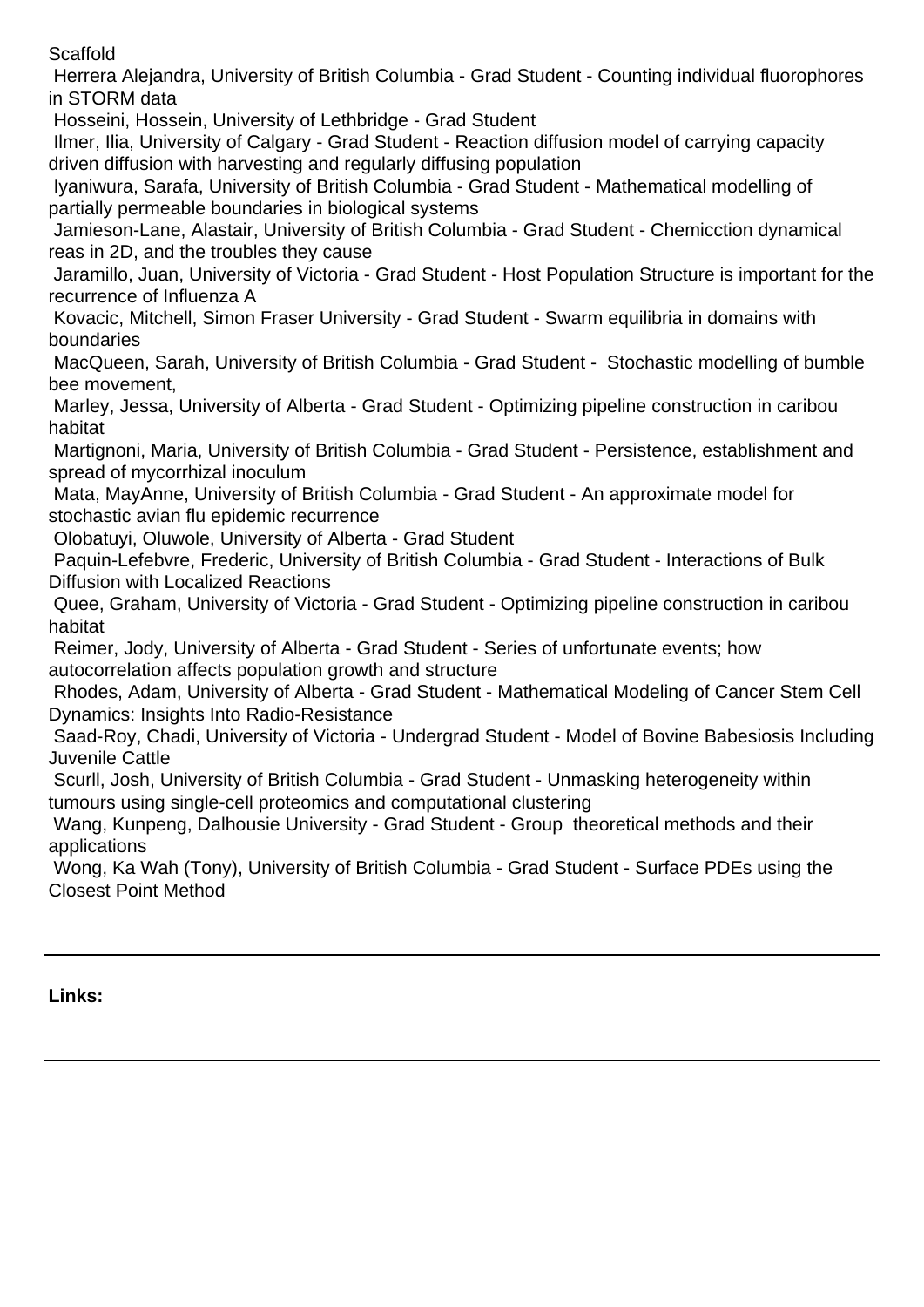Scaffold

Herrera Alejandra, University of British Columbia - Grad Student - Counting individual fluorophores in STORM data

Hosseini, Hossein, University of Lethbridge - Grad Student

Ilmer, Ilia, University of Calgary - Grad Student - Reaction diffusion model of carrying capacity driven diffusion with harvesting and regularly diffusing population

Iyaniwura, Sarafa, University of British Columbia - Grad Student - Mathematical modelling of partially permeable boundaries in biological systems

Jamieson-Lane, Alastair, University of British Columbia - Grad Student - Chemicction dynamical reas in 2D, and the troubles they cause

Jaramillo, Juan, University of Victoria - Grad Student - Host Population Structure is important for the recurrence of Influenza A

Kovacic, Mitchell, Simon Fraser University - Grad Student - Swarm equilibria in domains with boundaries

MacQueen, Sarah, University of British Columbia - Grad Student - Stochastic modelling of bumble bee movement,

Marley, Jessa, University of Alberta - Grad Student - Optimizing pipeline construction in caribou habitat

Martignoni, Maria, University of British Columbia - Grad Student - Persistence, establishment and spread of mycorrhizal inoculum

Mata, MayAnne, University of British Columbia - Grad Student - An approximate model for stochastic avian flu epidemic recurrence

Olobatuyi, Oluwole, University of Alberta - Grad Student

Paquin-Lefebvre, Frederic, University of British Columbia - Grad Student - Interactions of Bulk Diffusion with Localized Reactions

Quee, Graham, University of Victoria - Grad Student - Optimizing pipeline construction in caribou habitat

Reimer, Jody, University of Alberta - Grad Student - Series of unfortunate events; how autocorrelation affects population growth and structure

Rhodes, Adam, University of Alberta - Grad Student - Mathematical Modeling of Cancer Stem Cell Dynamics: Insights Into Radio-Resistance

Saad-Roy, Chadi, University of Victoria - Undergrad Student - Model of Bovine Babesiosis Including Juvenile Cattle

Scurll, Josh, University of British Columbia - Grad Student - Unmasking heterogeneity within tumours using single-cell proteomics and computational clustering

Wang, Kunpeng, Dalhousie University - Grad Student - Group theoretical methods and their applications

Wong, Ka Wah (Tony), University of British Columbia - Grad Student - Surface PDEs using the Closest Point Method

---

**Links:**

---